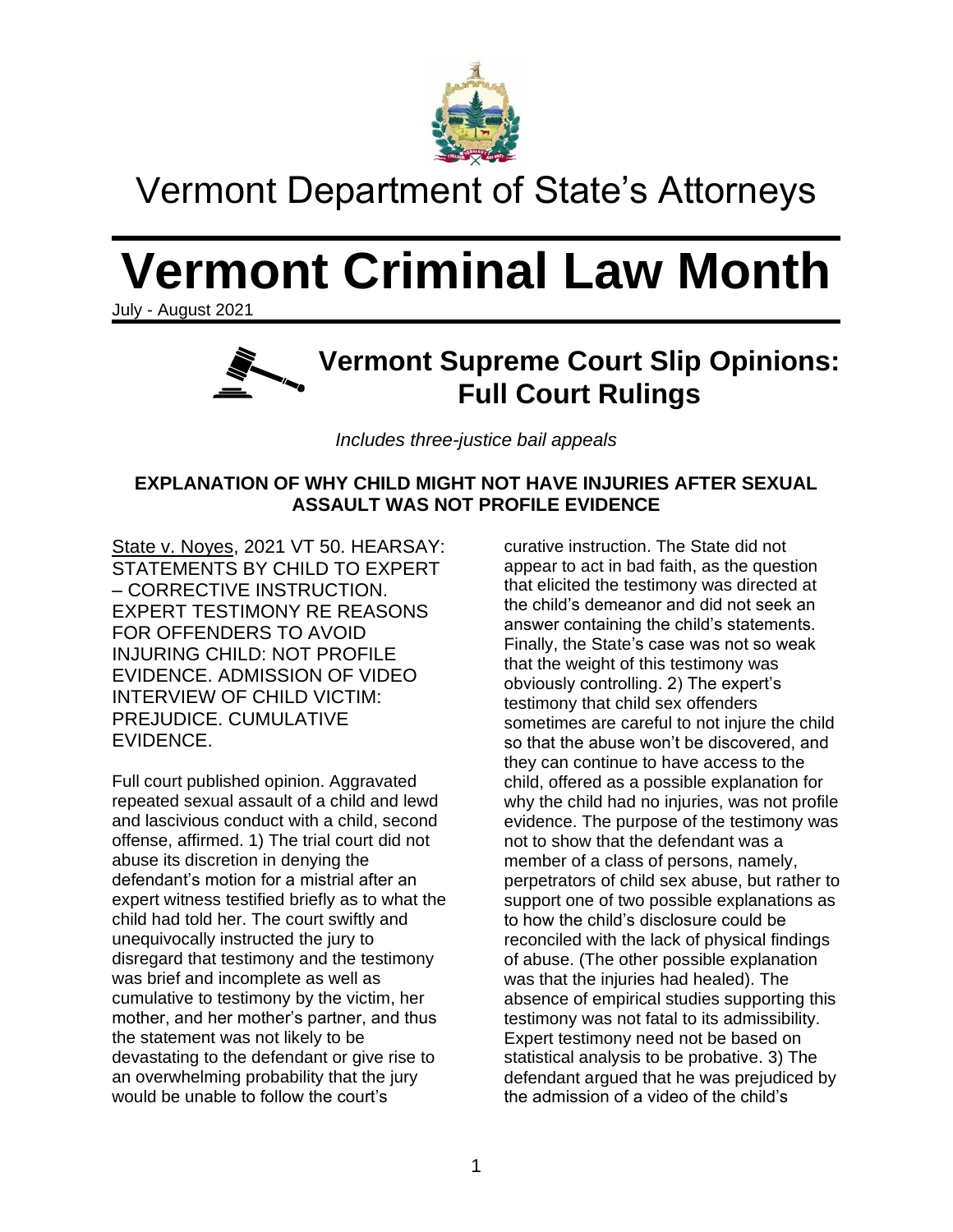# Vermont Department of State's Attorneys

# Vermont Criminal Law Month

July - August 2021

## Vermont Supreme Court Slip Opinions: Full Court Rulings

*Includes three-justice bail appeals*

### EXPLANATION OF WHY CHILD MIGHT NOT HAVE INJURIES AFTER SEXUAL ASSAULT WAS NOT PROFILE EVIDENCE

State v. Noyes, 2021 VT 50. HEARSAY: STATEMENTS BY CHILD TO EXPERT – CORRECTIVE INSTRUCTION. EXPERT TESTIMONY RE REASONS FOR OFFENDERS TO AVOID INJURING CHILD: NOT PROFILE EVIDENCE. ADMISSION OF VIDEO INTERVIEW OF CHILD VICTIM: PREJUDICE. CUMULATIVE EVIDENCE.

Full court published opinion. Aggravated repeated sexual assault of a child and lewd and lascivious conduct with a child, second offense, affirmed. 1) The trial court did not abuse its discretion in denying the defendant's motion for a mistrial after an expert witness testified briefly as to what the child had told her. The court swiftly and unequivocally instructed the jury to disregard that testimony and the testimony was brief and incomplete as well as cumulative to testimony by the victim, her mother, and her mother's partner, and thus the statement was not likely to be devastating to the defendant or give rise to an overwhelming probability that the jury would be unable to follow the court's curative instruction. The State did not appear to act in bad faith, as the question that elicited the testimony was directed at the child's demeanor and did not seek an answer containing the child's statements. Finally, the State's case was not so weak that the weight of this testimony was obviously controlling. 2) The expert's testimony that child sex offenders sometimes are careful to not injure the child so that the abuse won't be discovered, and they can continue to have access to the child, offered as a possible explanation for why the child had no injuries, was not profile evidence. The purpose of the testimony was not to show that the defendant was a member of a class of persons, namely, perpetrators of child sex abuse, but rather to support one of two possible explanations as to how the child's disclosure could be reconciled with the lack of physical findings of abuse. (The other possible explanation was that the injuries had healed). The absence of empirical studies supporting this testimony was not fatal to its admissibility. Expert testimony need not be based on statistical analysis to be probative. 3) The defendant argued that he was prejudiced by the admission of a video of the child's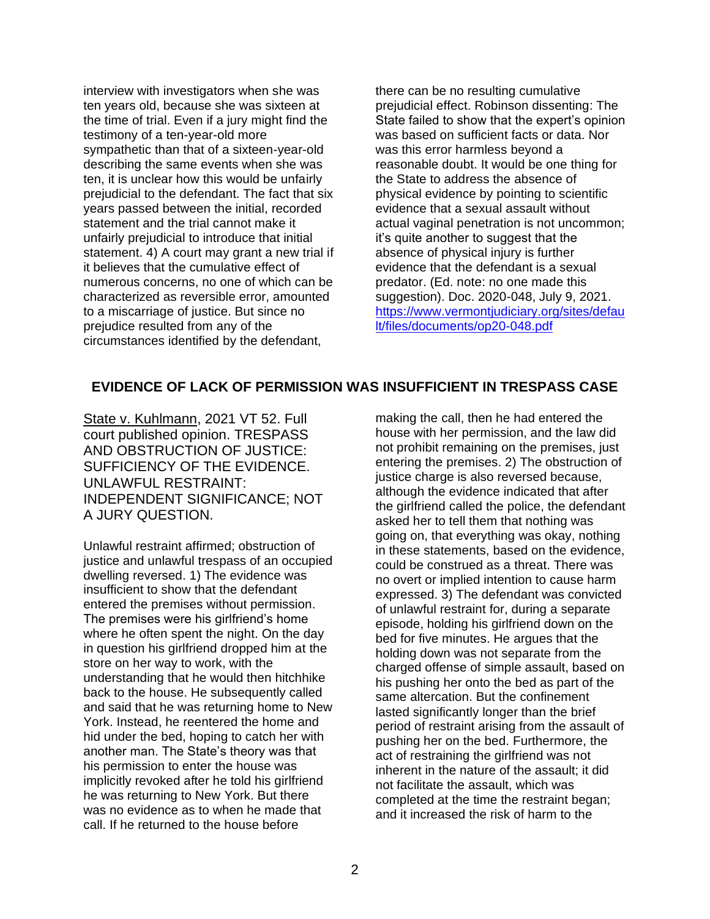interview with investigators when she was ten years old, because she was sixteen at the time of trial. Even if a jury might find the testimony of a ten-year-old more sympathetic than that of a sixteen-year-old describing the same events when she was ten, it is unclear how this would be unfairly prejudicial to the defendant. The fact that six years passed between the initial, recorded statement and the trial cannot make it unfairly prejudicial to introduce that initial statement. 4) A court may grant a new trial if it believes that the cumulative effect of numerous concerns, no one of which can be characterized as reversible error, amounted to a miscarriage of justice. But since no prejudice resulted from any of the circumstances identified by the defendant, there can be no resulting cumulative prejudicial effect. Robinson dissenting: The State failed to show that the expert's opinion was based on sufficient facts or data. Nor was this error harmless beyond a reasonable doubt. It would be one thing for the State to address the absence of physical evidence by pointing to scientific evidence that a sexual assault without actual vaginal penetration is not uncommon; it's quite another to suggest that the absence of physical injury is further evidence that the defendant is a sexual predator. (Ed. note: no one made this suggestion). Doc. 2020-048, July 9, 2021. [https://www.vermontjudiciary.org/sites/default/files/documents/op20-048.pdf](https://www.vermontjudiciary.org/sites/default/files/documents/op20-048.pdf)

## EVIDENCE OF LACK OF PERMISSION WAS INSUFFICIENT IN TRESPASS CASE

State v. Kuhlmann, 2021 VT 52. Full court published opinion. TRESPASS AND OBSTRUCTION OF JUSTICE: SUFFICIENCY OF THE EVIDENCE. UNLAWFUL RESTRAINT: INDEPENDENT SIGNIFICANCE; NOT A JURY QUESTION.

Unlawful restraint affirmed; obstruction of justice and unlawful trespass of an occupied dwelling reversed. 1) The evidence was insufficient to show that the defendant entered the premises without permission. The premises were his girlfriend's home where he often spent the night. On the day in question his girlfriend dropped him at the store on her way to work, with the understanding that he would then hitchhike back to the house. He subsequently called and said that he was returning home to New York. Instead, he reentered the home and hid under the bed, hoping to catch her with another man. The State's theory was that his permission to enter the house was implicitly revoked after he told his girlfriend he was returning to New York. But there was no evidence as to when he made that call. If he returned to the house before making the call, then he had entered the house with her permission, and the law did not prohibit remaining on the premises, just entering the premises. 2) The obstruction of justice charge is also reversed because, although the evidence indicated that after the girlfriend called the police, the defendant asked her to tell them that nothing was going on, that everything was okay, nothing in these statements, based on the evidence, could be construed as a threat. There was no overt or implied intention to cause harm expressed. 3) The defendant was convicted of unlawful restraint for, during a separate episode, holding his girlfriend down on the bed for five minutes. He argues that the holding down was not separate from the charged offense of simple assault, based on his pushing her onto the bed as part of the same altercation. But the confinement lasted significantly longer than the brief period of restraint arising from the assault of pushing her on the bed. Furthermore, the act of restraining the girlfriend was not inherent in the nature of the assault; it did not facilitate the assault, which was completed at the time the restraint began; and it increased the risk of harm to the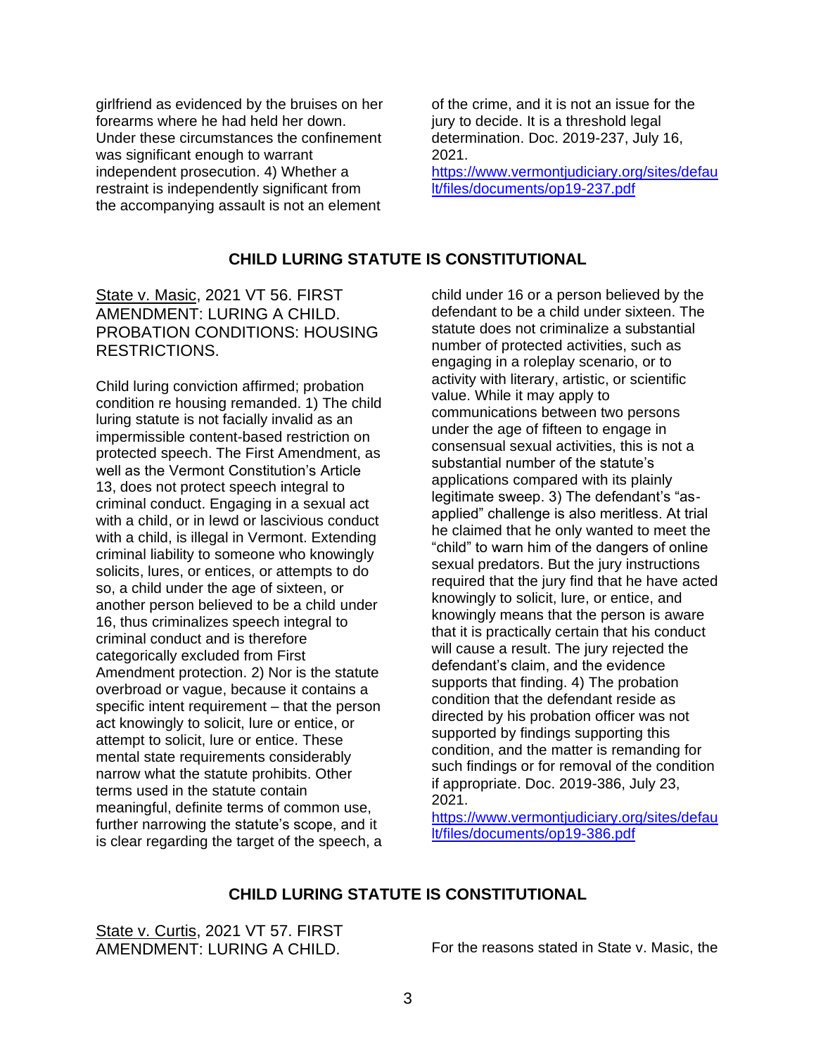girlfriend as evidenced by the bruises on her forearms where he had held her down. Under these circumstances the confinement was significant enough to warrant independent prosecution. 4) Whether a restraint is independently significant from the accompanying assault is not an element of the crime, and it is not an issue for the jury to decide. It is a threshold legal determination. Doc. 2019-237, July 16, 2021.
https://www.vermontjudiciary.org/sites/default/files/documents/op19-237.pdf

## CHILD LURING STATUTE IS CONSTITUTIONAL

State v. Masic, 2021 VT 56. FIRST AMENDMENT: LURING A CHILD. PROBATION CONDITIONS: HOUSING RESTRICTIONS.

Child luring conviction affirmed; probation condition re housing remanded. 1) The child luring statute is not facially invalid as an impermissible content-based restriction on protected speech. The First Amendment, as well as the Vermont Constitution's Article 13, does not protect speech integral to criminal conduct. Engaging in a sexual act with a child, or in lewd or lascivious conduct with a child, is illegal in Vermont. Extending criminal liability to someone who knowingly solicits, lures, or entices, or attempts to do so, a child under the age of sixteen, or another person believed to be a child under 16, thus criminalizes speech integral to criminal conduct and is therefore categorically excluded from First Amendment protection. 2) Nor is the statute overbroad or vague, because it contains a specific intent requirement – that the person act knowingly to solicit, lure or entice, or attempt to solicit, lure or entice. These mental state requirements considerably narrow what the statute prohibits. Other terms used in the statute contain meaningful, definite terms of common use, further narrowing the statute's scope, and it is clear regarding the target of the speech, a child under 16 or a person believed by the defendant to be a child under sixteen. The statute does not criminalize a substantial number of protected activities, such as engaging in a roleplay scenario, or to activity with literary, artistic, or scientific value. While it may apply to communications between two persons under the age of fifteen to engage in consensual sexual activities, this is not a substantial number of the statute's applications compared with its plainly legitimate sweep. 3) The defendant's "as-applied" challenge is also meritless. At trial he claimed that he only wanted to meet the "child" to warn him of the dangers of online sexual predators. But the jury instructions required that the jury find that he have acted knowingly to solicit, lure, or entice, and knowingly means that the person is aware that it is practically certain that his conduct will cause a result. The jury rejected the defendant's claim, and the evidence supports that finding. 4) The probation condition that the defendant reside as directed by his probation officer was not supported by findings supporting this condition, and the matter is remanding for such findings or for removal of the condition if appropriate. Doc. 2019-386, July 23, 2021.
https://www.vermontjudiciary.org/sites/default/files/documents/op19-386.pdf

## CHILD LURING STATUTE IS CONSTITUTIONAL

State v. Curtis, 2021 VT 57. FIRST AMENDMENT: LURING A CHILD.

For the reasons stated in State v. Masic, the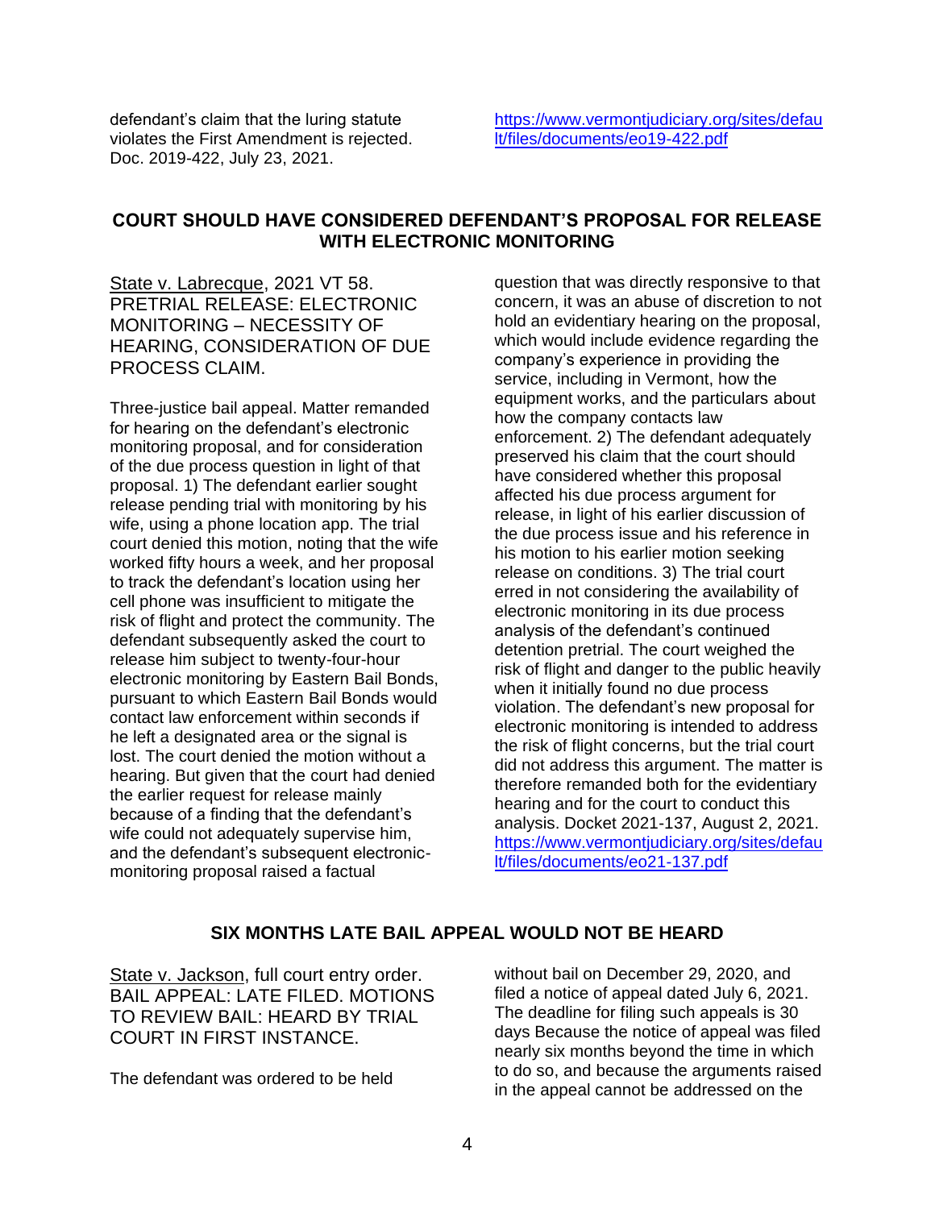defendant's claim that the luring statute violates the First Amendment is rejected. Doc. 2019-422, July 23, 2021. https://www.vermontjudiciary.org/sites/default/files/documents/eo19-422.pdf

## COURT SHOULD HAVE CONSIDERED DEFENDANT'S PROPOSAL FOR RELEASE WITH ELECTRONIC MONITORING

State v. Labrecque, 2021 VT 58. PRETRIAL RELEASE: ELECTRONIC MONITORING – NECESSITY OF HEARING, CONSIDERATION OF DUE PROCESS CLAIM.

Three-justice bail appeal. Matter remanded for hearing on the defendant's electronic monitoring proposal, and for consideration of the due process question in light of that proposal. 1) The defendant earlier sought release pending trial with monitoring by his wife, using a phone location app. The trial court denied this motion, noting that the wife worked fifty hours a week, and her proposal to track the defendant's location using her cell phone was insufficient to mitigate the risk of flight and protect the community. The defendant subsequently asked the court to release him subject to twenty-four-hour electronic monitoring by Eastern Bail Bonds, pursuant to which Eastern Bail Bonds would contact law enforcement within seconds if he left a designated area or the signal is lost. The court denied the motion without a hearing. But given that the court had denied the earlier request for release mainly because of a finding that the defendant's wife could not adequately supervise him, and the defendant's subsequent electronic-monitoring proposal raised a factual question that was directly responsive to that concern, it was an abuse of discretion to not hold an evidentiary hearing on the proposal, which would include evidence regarding the company's experience in providing the service, including in Vermont, how the equipment works, and the particulars about how the company contacts law enforcement. 2) The defendant adequately preserved his claim that the court should have considered whether this proposal affected his due process argument for release, in light of his earlier discussion of the due process issue and his reference in his motion to his earlier motion seeking release on conditions. 3) The trial court erred in not considering the availability of electronic monitoring in its due process analysis of the defendant's continued detention pretrial. The court weighed the risk of flight and danger to the public heavily when it initially found no due process violation. The defendant's new proposal for electronic monitoring is intended to address the risk of flight concerns, but the trial court did not address this argument. The matter is therefore remanded both for the evidentiary hearing and for the court to conduct this analysis. Docket 2021-137, August 2, 2021. https://www.vermontjudiciary.org/sites/default/files/documents/eo21-137.pdf

## SIX MONTHS LATE BAIL APPEAL WOULD NOT BE HEARD

State v. Jackson, full court entry order. BAIL APPEAL: LATE FILED. MOTIONS TO REVIEW BAIL: HEARD BY TRIAL COURT IN FIRST INSTANCE.

The defendant was ordered to be held without bail on December 29, 2020, and filed a notice of appeal dated July 6, 2021. The deadline for filing such appeals is 30 days Because the notice of appeal was filed nearly six months beyond the time in which to do so, and because the arguments raised in the appeal cannot be addressed on the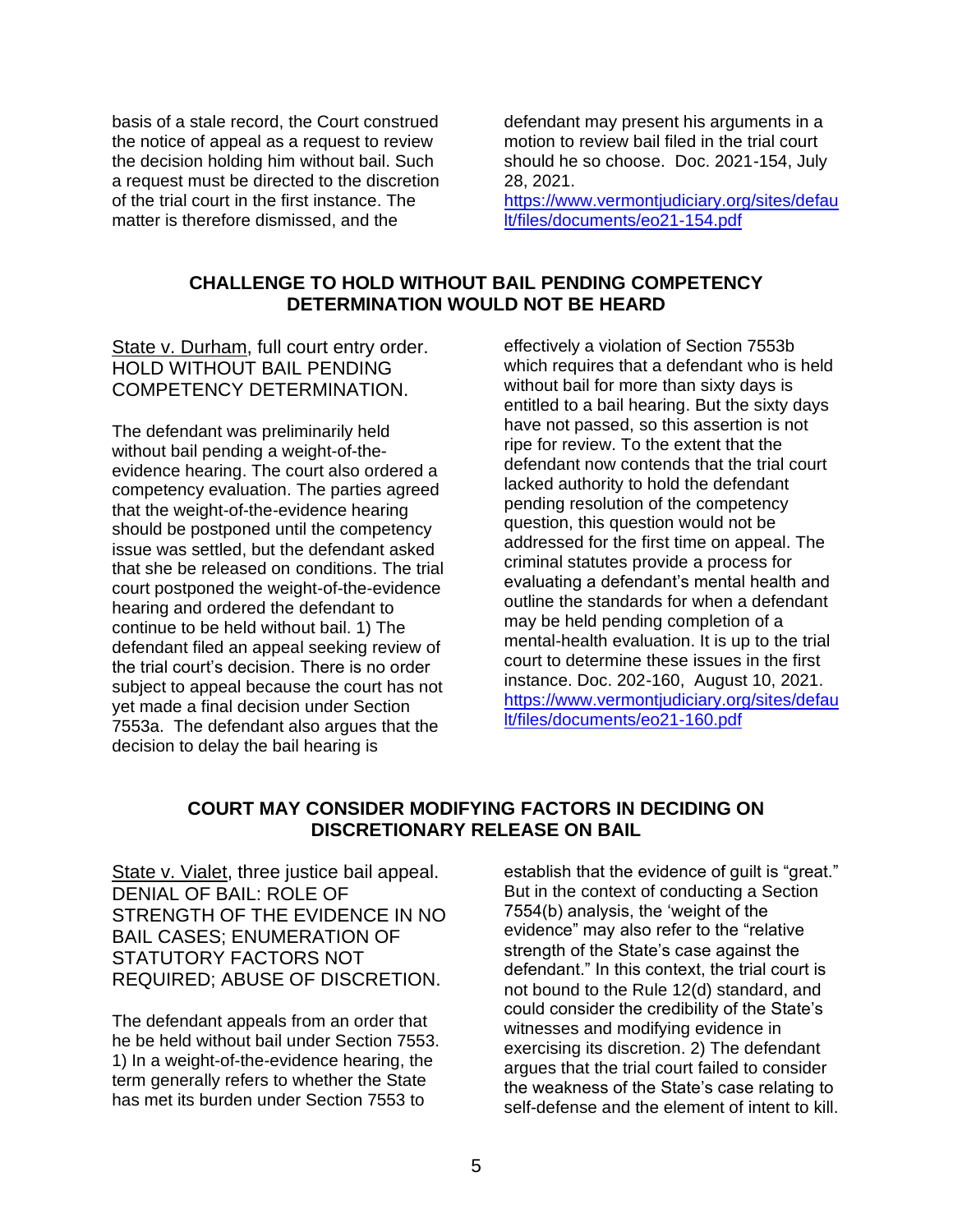basis of a stale record, the Court construed the notice of appeal as a request to review the decision holding him without bail. Such a request must be directed to the discretion of the trial court in the first instance. The matter is therefore dismissed, and the defendant may present his arguments in a motion to review bail filed in the trial court should he so choose. Doc. 2021-154, July 28, 2021. https://www.vermontjudiciary.org/sites/default/files/documents/eo21-154.pdf

## CHALLENGE TO HOLD WITHOUT BAIL PENDING COMPETENCY DETERMINATION WOULD NOT BE HEARD

State v. Durham, full court entry order. HOLD WITHOUT BAIL PENDING COMPETENCY DETERMINATION.

The defendant was preliminarily held without bail pending a weight-of-the-evidence hearing. The court also ordered a competency evaluation. The parties agreed that the weight-of-the-evidence hearing should be postponed until the competency issue was settled, but the defendant asked that she be released on conditions. The trial court postponed the weight-of-the-evidence hearing and ordered the defendant to continue to be held without bail. 1) The defendant filed an appeal seeking review of the trial court's decision. There is no order subject to appeal because the court has not yet made a final decision under Section 7553a. The defendant also argues that the decision to delay the bail hearing is effectively a violation of Section 7553b which requires that a defendant who is held without bail for more than sixty days is entitled to a bail hearing. But the sixty days have not passed, so this assertion is not ripe for review. To the extent that the defendant now contends that the trial court lacked authority to hold the defendant pending resolution of the competency question, this question would not be addressed for the first time on appeal. The criminal statutes provide a process for evaluating a defendant's mental health and outline the standards for when a defendant may be held pending completion of a mental-health evaluation. It is up to the trial court to determine these issues in the first instance. Doc. 202-160, August 10, 2021. https://www.vermontjudiciary.org/sites/default/files/documents/eo21-160.pdf

## COURT MAY CONSIDER MODIFYING FACTORS IN DECIDING ON DISCRETIONARY RELEASE ON BAIL

State v. Vialet, three justice bail appeal. DENIAL OF BAIL: ROLE OF STRENGTH OF THE EVIDENCE IN NO BAIL CASES; ENUMERATION OF STATUTORY FACTORS NOT REQUIRED; ABUSE OF DISCRETION.

The defendant appeals from an order that he be held without bail under Section 7553. 1) In a weight-of-the-evidence hearing, the term generally refers to whether the State has met its burden under Section 7553 to establish that the evidence of guilt is "great." But in the context of conducting a Section 7554(b) analysis, the 'weight of the evidence" may also refer to the "relative strength of the State's case against the defendant." In this context, the trial court is not bound to the Rule 12(d) standard, and could consider the credibility of the State's witnesses and modifying evidence in exercising its discretion. 2) The defendant argues that the trial court failed to consider the weakness of the State's case relating to self-defense and the element of intent to kill.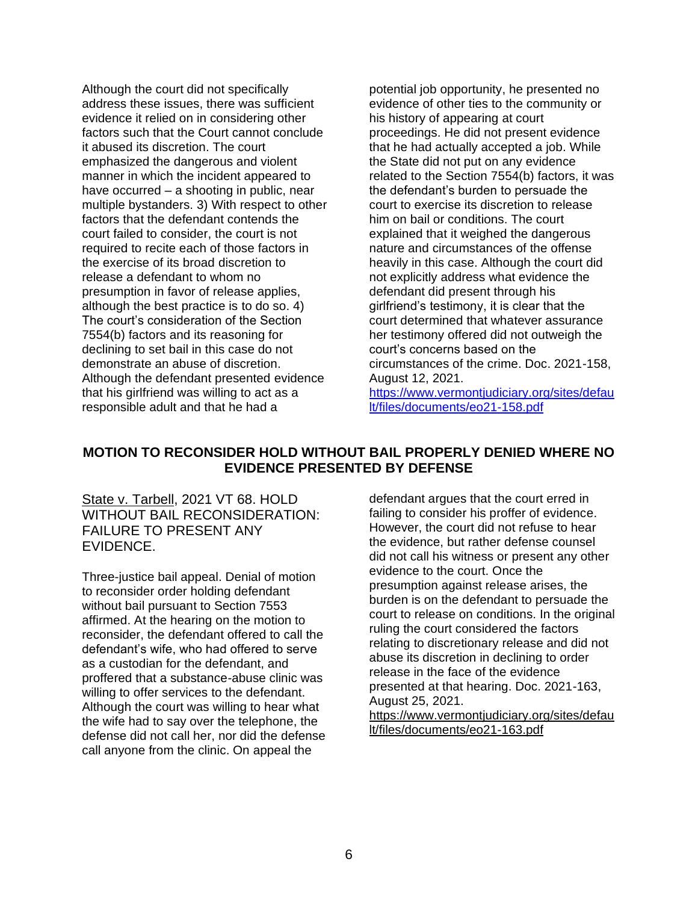Although the court did not specifically address these issues, there was sufficient evidence it relied on in considering other factors such that the Court cannot conclude it abused its discretion. The court emphasized the dangerous and violent manner in which the incident appeared to have occurred – a shooting in public, near multiple bystanders. 3) With respect to other factors that the defendant contends the court failed to consider, the court is not required to recite each of those factors in the exercise of its broad discretion to release a defendant to whom no presumption in favor of release applies, although the best practice is to do so. 4) The court's consideration of the Section 7554(b) factors and its reasoning for declining to set bail in this case do not demonstrate an abuse of discretion. Although the defendant presented evidence that his girlfriend was willing to act as a responsible adult and that he had a potential job opportunity, he presented no evidence of other ties to the community or his history of appearing at court proceedings. He did not present evidence that he had actually accepted a job. While the State did not put on any evidence related to the Section 7554(b) factors, it was the defendant's burden to persuade the court to exercise its discretion to release him on bail or conditions. The court explained that it weighed the dangerous nature and circumstances of the offense heavily in this case. Although the court did not explicitly address what evidence the defendant did present through his girlfriend's testimony, it is clear that the court determined that whatever assurance her testimony offered did not outweigh the court's concerns based on the circumstances of the crime. Doc. 2021-158, August 12, 2021. [https://www.vermontjudiciary.org/sites/default/files/documents/eo21-158.pdf](https://www.vermontjudiciary.org/sites/default/files/documents/eo21-158.pdf)

## MOTION TO RECONSIDER HOLD WITHOUT BAIL PROPERLY DENIED WHERE NO EVIDENCE PRESENTED BY DEFENSE

State v. Tarbell, 2021 VT 68. HOLD WITHOUT BAIL RECONSIDERATION: FAILURE TO PRESENT ANY EVIDENCE.

Three-justice bail appeal. Denial of motion to reconsider order holding defendant without bail pursuant to Section 7553 affirmed. At the hearing on the motion to reconsider, the defendant offered to call the defendant's wife, who had offered to serve as a custodian for the defendant, and proffered that a substance-abuse clinic was willing to offer services to the defendant. Although the court was willing to hear what the wife had to say over the telephone, the defense did not call her, nor did the defense call anyone from the clinic. On appeal the defendant argues that the court erred in failing to consider his proffer of evidence. However, the court did not refuse to hear the evidence, but rather defense counsel did not call his witness or present any other evidence to the court. Once the presumption against release arises, the burden is on the defendant to persuade the court to release on conditions. In the original ruling the court considered the factors relating to discretionary release and did not abuse its discretion in declining to order release in the face of the evidence presented at that hearing. Doc. 2021-163, August 25, 2021. [https://www.vermontjudiciary.org/sites/default/files/documents/eo21-163.pdf](https://www.vermontjudiciary.org/sites/default/files/documents/eo21-163.pdf)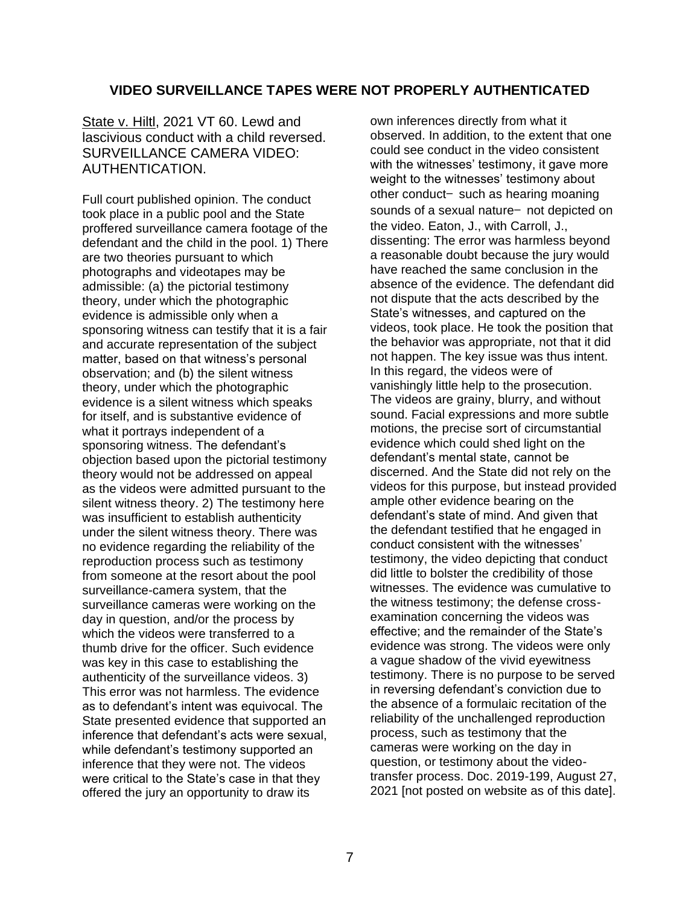## VIDEO SURVEILLANCE TAPES WERE NOT PROPERLY AUTHENTICATED

State v. Hiltl, 2021 VT 60. Lewd and lascivious conduct with a child reversed. SURVEILLANCE CAMERA VIDEO: AUTHENTICATION.

Full court published opinion. The conduct took place in a public pool and the State proffered surveillance camera footage of the defendant and the child in the pool. 1) There are two theories pursuant to which photographs and videotapes may be admissible: (a) the pictorial testimony theory, under which the photographic evidence is admissible only when a sponsoring witness can testify that it is a fair and accurate representation of the subject matter, based on that witness's personal observation; and (b) the silent witness theory, under which the photographic evidence is a silent witness which speaks for itself, and is substantive evidence of what it portrays independent of a sponsoring witness. The defendant's objection based upon the pictorial testimony theory would not be addressed on appeal as the videos were admitted pursuant to the silent witness theory. 2) The testimony here was insufficient to establish authenticity under the silent witness theory. There was no evidence regarding the reliability of the reproduction process such as testimony from someone at the resort about the pool surveillance-camera system, that the surveillance cameras were working on the day in question, and/or the process by which the videos were transferred to a thumb drive for the officer. Such evidence was key in this case to establishing the authenticity of the surveillance videos. 3) This error was not harmless. The evidence as to defendant's intent was equivocal. The State presented evidence that supported an inference that defendant's acts were sexual, while defendant's testimony supported an inference that they were not. The videos were critical to the State's case in that they offered the jury an opportunity to draw its own inferences directly from what it observed. In addition, to the extent that one could see conduct in the video consistent with the witnesses' testimony, it gave more weight to the witnesses' testimony about other conduct– such as hearing moaning sounds of a sexual nature– not depicted on the video. Eaton, J., with Carroll, J., dissenting: The error was harmless beyond a reasonable doubt because the jury would have reached the same conclusion in the absence of the evidence. The defendant did not dispute that the acts described by the State's witnesses, and captured on the videos, took place. He took the position that the behavior was appropriate, not that it did not happen. The key issue was thus intent. In this regard, the videos were of vanishingly little help to the prosecution. The videos are grainy, blurry, and without sound. Facial expressions and more subtle motions, the precise sort of circumstantial evidence which could shed light on the defendant's mental state, cannot be discerned. And the State did not rely on the videos for this purpose, but instead provided ample other evidence bearing on the defendant's state of mind. And given that the defendant testified that he engaged in conduct consistent with the witnesses' testimony, the video depicting that conduct did little to bolster the credibility of those witnesses. The evidence was cumulative to the witness testimony; the defense cross-examination concerning the videos was effective; and the remainder of the State's evidence was strong. The videos were only a vague shadow of the vivid eyewitness testimony. There is no purpose to be served in reversing defendant's conviction due to the absence of a formulaic recitation of the reliability of the unchallenged reproduction process, such as testimony that the cameras were working on the day in question, or testimony about the video-transfer process. Doc. 2019-199, August 27, 2021 [not posted on website as of this date].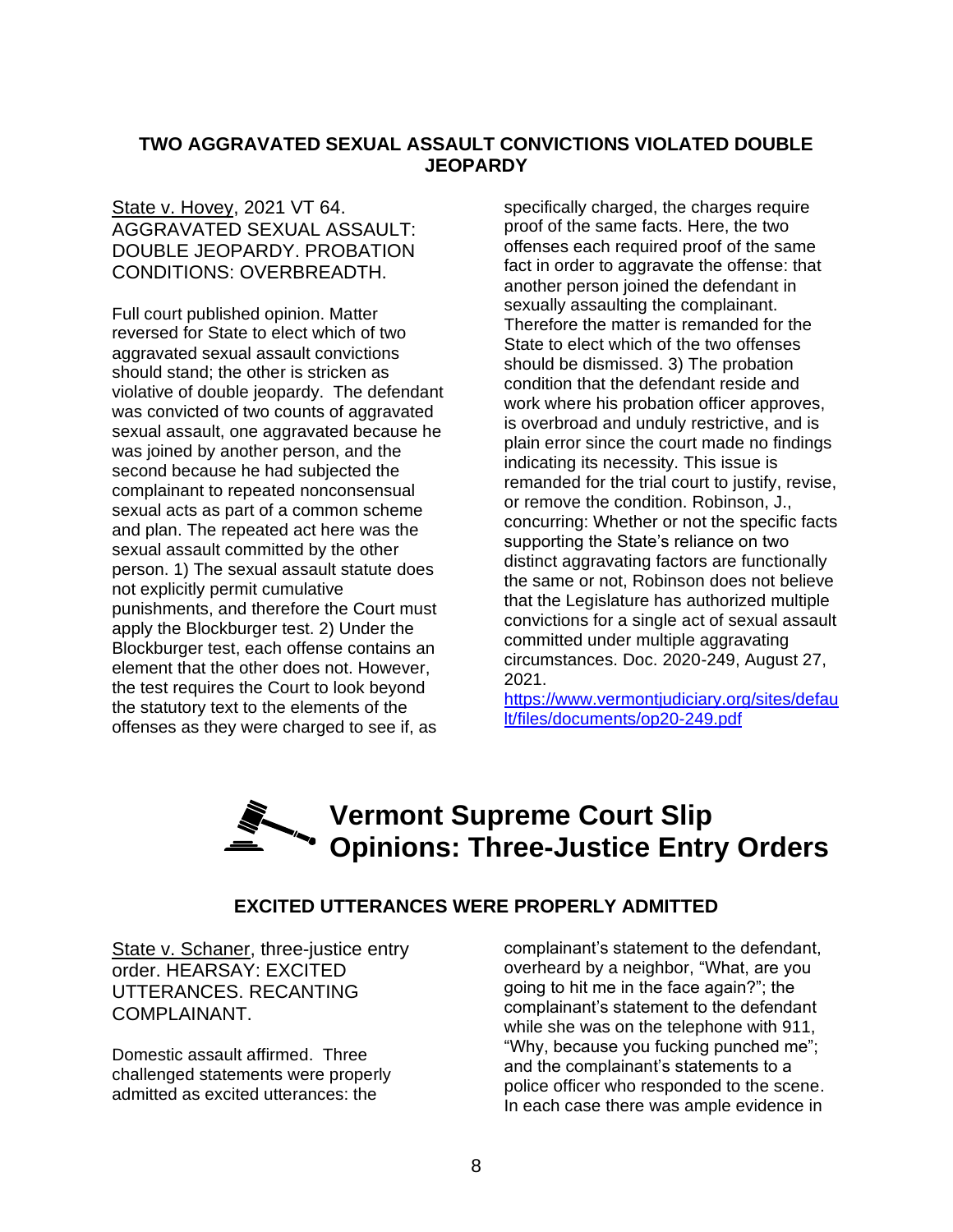## TWO AGGRAVATED SEXUAL ASSAULT CONVICTIONS VIOLATED DOUBLE JEOPARDY

State v. Hovey, 2021 VT 64. AGGRAVATED SEXUAL ASSAULT: DOUBLE JEOPARDY. PROBATION CONDITIONS: OVERBREADTH.

Full court published opinion. Matter reversed for State to elect which of two aggravated sexual assault convictions should stand; the other is stricken as violative of double jeopardy. The defendant was convicted of two counts of aggravated sexual assault, one aggravated because he was joined by another person, and the second because he had subjected the complainant to repeated nonconsensual sexual acts as part of a common scheme and plan. The repeated act here was the sexual assault committed by the other person. 1) The sexual assault statute does not explicitly permit cumulative punishments, and therefore the Court must apply the Blockburger test. 2) Under the Blockburger test, each offense contains an element that the other does not. However, the test requires the Court to look beyond the statutory text to the elements of the offenses as they were charged to see if, as specifically charged, the charges require proof of the same facts. Here, the two offenses each required proof of the same fact in order to aggravate the offense: that another person joined the defendant in sexually assaulting the complainant. Therefore the matter is remanded for the State to elect which of the two offenses should be dismissed. 3) The probation condition that the defendant reside and work where his probation officer approves, is overbroad and unduly restrictive, and is plain error since the court made no findings indicating its necessity. This issue is remanded for the trial court to justify, revise, or remove the condition. Robinson, J., concurring: Whether or not the specific facts supporting the State's reliance on two distinct aggravating factors are functionally the same or not, Robinson does not believe that the Legislature has authorized multiple convictions for a single act of sexual assault committed under multiple aggravating circumstances. Doc. 2020-249, August 27, 2021.
https://www.vermontjudiciary.org/sites/default/files/documents/op20-249.pdf

# Vermont Supreme Court Slip Opinions: Three-Justice Entry Orders

## EXCITED UTTERANCES WERE PROPERLY ADMITTED

State v. Schaner, three-justice entry order. HEARSAY: EXCITED UTTERANCES. RECANTING COMPLAINANT.

Domestic assault affirmed. Three challenged statements were properly admitted as excited utterances: the complainant's statement to the defendant, overheard by a neighbor, "What, are you going to hit me in the face again?"; the complainant's statement to the defendant while she was on the telephone with 911, "Why, because you fucking punched me"; and the complainant's statements to a police officer who responded to the scene. In each case there was ample evidence in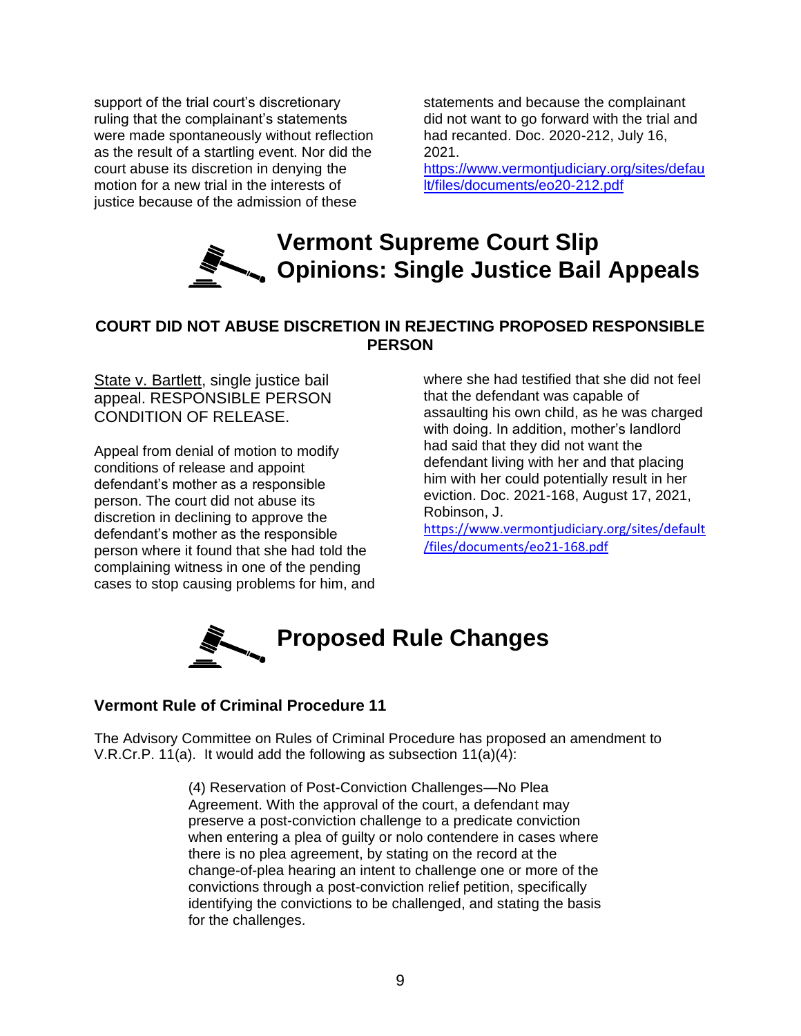support of the trial court's discretionary ruling that the complainant's statements were made spontaneously without reflection as the result of a startling event. Nor did the court abuse its discretion in denying the motion for a new trial in the interests of justice because of the admission of these statements and because the complainant did not want to go forward with the trial and had recanted. Doc. 2020-212, July 16, 2021.
https://www.vermontjudiciary.org/sites/default/files/documents/eo20-212.pdf

# Vermont Supreme Court Slip Opinions: Single Justice Bail Appeals

### COURT DID NOT ABUSE DISCRETION IN REJECTING PROPOSED RESPONSIBLE PERSON

State v. Bartlett, single justice bail appeal. RESPONSIBLE PERSON CONDITION OF RELEASE.

Appeal from denial of motion to modify conditions of release and appoint defendant's mother as a responsible person. The court did not abuse its discretion in declining to approve the defendant's mother as the responsible person where it found that she had told the complaining witness in one of the pending cases to stop causing problems for him, and where she had testified that she did not feel that the defendant was capable of assaulting his own child, as he was charged with doing. In addition, mother's landlord had said that they did not want the defendant living with her and that placing him with her could potentially result in her eviction. Doc. 2021-168, August 17, 2021, Robinson, J.
https://www.vermontjudiciary.org/sites/default/files/documents/eo21-168.pdf

# Proposed Rule Changes

### Vermont Rule of Criminal Procedure 11

The Advisory Committee on Rules of Criminal Procedure has proposed an amendment to V.R.Cr.P. 11(a). It would add the following as subsection 11(a)(4):

> (4) Reservation of Post-Conviction Challenges—No Plea Agreement. With the approval of the court, a defendant may preserve a post-conviction challenge to a predicate conviction when entering a plea of guilty or nolo contendere in cases where there is no plea agreement, by stating on the record at the change-of-plea hearing an intent to challenge one or more of the convictions through a post-conviction relief petition, specifically identifying the convictions to be challenged, and stating the basis for the challenges.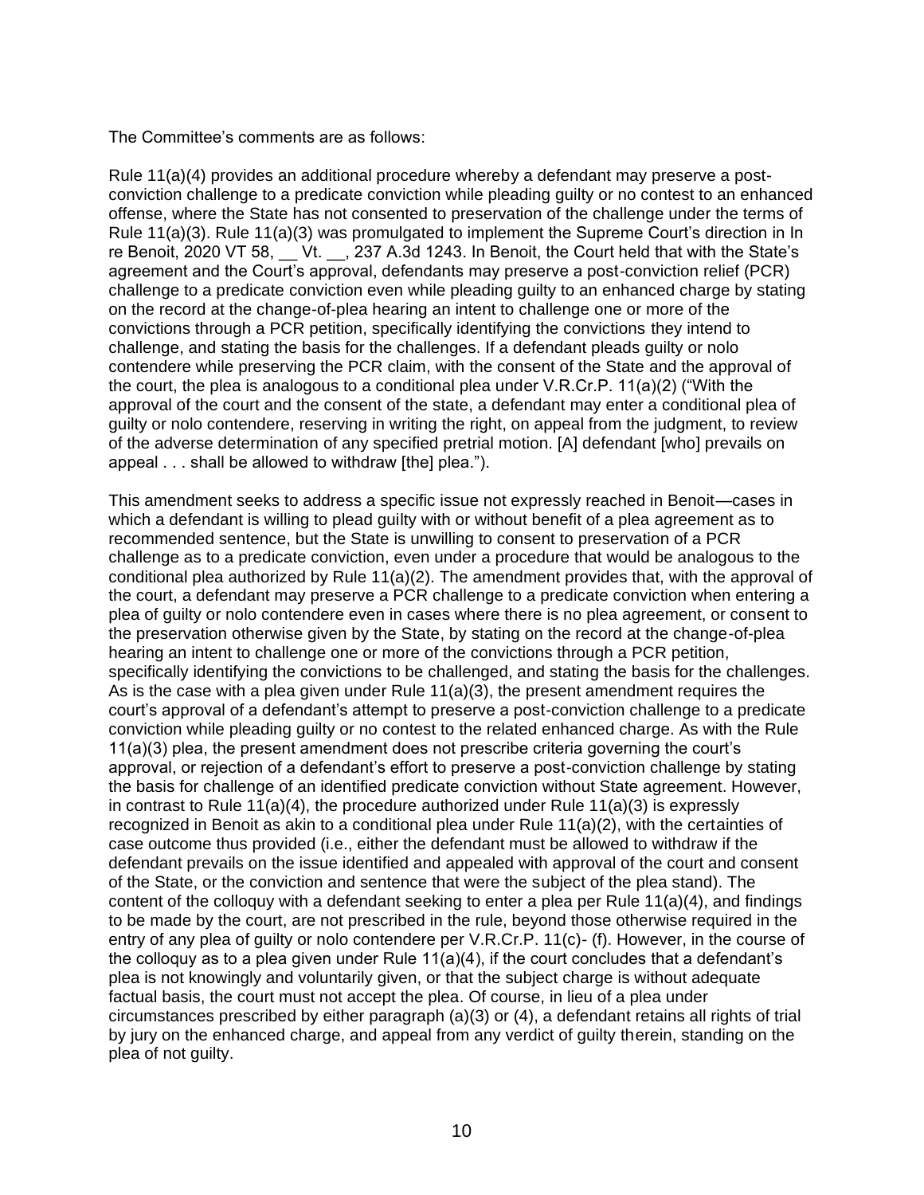The Committee's comments are as follows:

Rule 11(a)(4) provides an additional procedure whereby a defendant may preserve a post-conviction challenge to a predicate conviction while pleading guilty or no contest to an enhanced offense, where the State has not consented to preservation of the challenge under the terms of Rule 11(a)(3). Rule 11(a)(3) was promulgated to implement the Supreme Court's direction in In re Benoit, 2020 VT 58, __ Vt. __, 237 A.3d 1243. In Benoit, the Court held that with the State's agreement and the Court's approval, defendants may preserve a post-conviction relief (PCR) challenge to a predicate conviction even while pleading guilty to an enhanced charge by stating on the record at the change-of-plea hearing an intent to challenge one or more of the convictions through a PCR petition, specifically identifying the convictions they intend to challenge, and stating the basis for the challenges. If a defendant pleads guilty or nolo contendere while preserving the PCR claim, with the consent of the State and the approval of the court, the plea is analogous to a conditional plea under V.R.Cr.P. 11(a)(2) ("With the approval of the court and the consent of the state, a defendant may enter a conditional plea of guilty or nolo contendere, reserving in writing the right, on appeal from the judgment, to review of the adverse determination of any specified pretrial motion. [A] defendant [who] prevails on appeal . . . shall be allowed to withdraw [the] plea.").

This amendment seeks to address a specific issue not expressly reached in Benoit—cases in which a defendant is willing to plead guilty with or without benefit of a plea agreement as to recommended sentence, but the State is unwilling to consent to preservation of a PCR challenge as to a predicate conviction, even under a procedure that would be analogous to the conditional plea authorized by Rule 11(a)(2). The amendment provides that, with the approval of the court, a defendant may preserve a PCR challenge to a predicate conviction when entering a plea of guilty or nolo contendere even in cases where there is no plea agreement, or consent to the preservation otherwise given by the State, by stating on the record at the change-of-plea hearing an intent to challenge one or more of the convictions through a PCR petition, specifically identifying the convictions to be challenged, and stating the basis for the challenges. As is the case with a plea given under Rule 11(a)(3), the present amendment requires the court's approval of a defendant's attempt to preserve a post-conviction challenge to a predicate conviction while pleading guilty or no contest to the related enhanced charge. As with the Rule 11(a)(3) plea, the present amendment does not prescribe criteria governing the court's approval, or rejection of a defendant's effort to preserve a post-conviction challenge by stating the basis for challenge of an identified predicate conviction without State agreement. However, in contrast to Rule 11(a)(4), the procedure authorized under Rule 11(a)(3) is expressly recognized in Benoit as akin to a conditional plea under Rule 11(a)(2), with the certainties of case outcome thus provided (i.e., either the defendant must be allowed to withdraw if the defendant prevails on the issue identified and appealed with approval of the court and consent of the State, or the conviction and sentence that were the subject of the plea stand). The content of the colloquy with a defendant seeking to enter a plea per Rule 11(a)(4), and findings to be made by the court, are not prescribed in the rule, beyond those otherwise required in the entry of any plea of guilty or nolo contendere per V.R.Cr.P. 11(c)- (f). However, in the course of the colloquy as to a plea given under Rule 11(a)(4), if the court concludes that a defendant's plea is not knowingly and voluntarily given, or that the subject charge is without adequate factual basis, the court must not accept the plea. Of course, in lieu of a plea under circumstances prescribed by either paragraph (a)(3) or (4), a defendant retains all rights of trial by jury on the enhanced charge, and appeal from any verdict of guilty therein, standing on the plea of not guilty.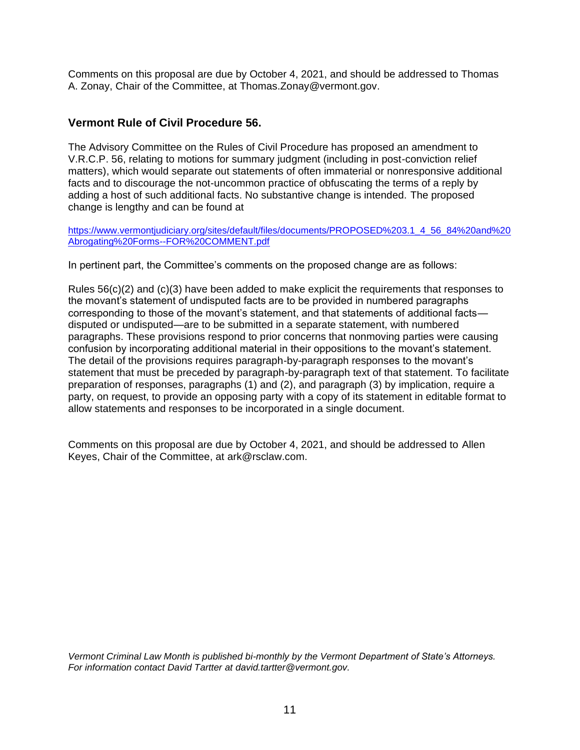Comments on this proposal are due by October 4, 2021, and should be addressed to Thomas A. Zonay, Chair of the Committee, at Thomas.Zonay@vermont.gov.

### Vermont Rule of Civil Procedure 56.

The Advisory Committee on the Rules of Civil Procedure has proposed an amendment to V.R.C.P. 56, relating to motions for summary judgment (including in post-conviction relief matters), which would separate out statements of often immaterial or nonresponsive additional facts and to discourage the not-uncommon practice of obfuscating the terms of a reply by adding a host of such additional facts. No substantive change is intended. The proposed change is lengthy and can be found at

https://www.vermontjudiciary.org/sites/default/files/documents/PROPOSED%203.1_4_56_84%20and%20Abrogating%20Forms--FOR%20COMMENT.pdf

In pertinent part, the Committee's comments on the proposed change are as follows:

Rules 56(c)(2) and (c)(3) have been added to make explicit the requirements that responses to the movant's statement of undisputed facts are to be provided in numbered paragraphs corresponding to those of the movant's statement, and that statements of additional facts—disputed or undisputed—are to be submitted in a separate statement, with numbered paragraphs. These provisions respond to prior concerns that nonmoving parties were causing confusion by incorporating additional material in their oppositions to the movant's statement. The detail of the provisions requires paragraph-by-paragraph responses to the movant's statement that must be preceded by paragraph-by-paragraph text of that statement. To facilitate preparation of responses, paragraphs (1) and (2), and paragraph (3) by implication, require a party, on request, to provide an opposing party with a copy of its statement in editable format to allow statements and responses to be incorporated in a single document.

Comments on this proposal are due by October 4, 2021, and should be addressed to Allen Keyes, Chair of the Committee, at ark@rsclaw.com.

*Vermont Criminal Law Month is published bi-monthly by the Vermont Department of State's Attorneys. For information contact David Tartter at david.tartter@vermont.gov.*